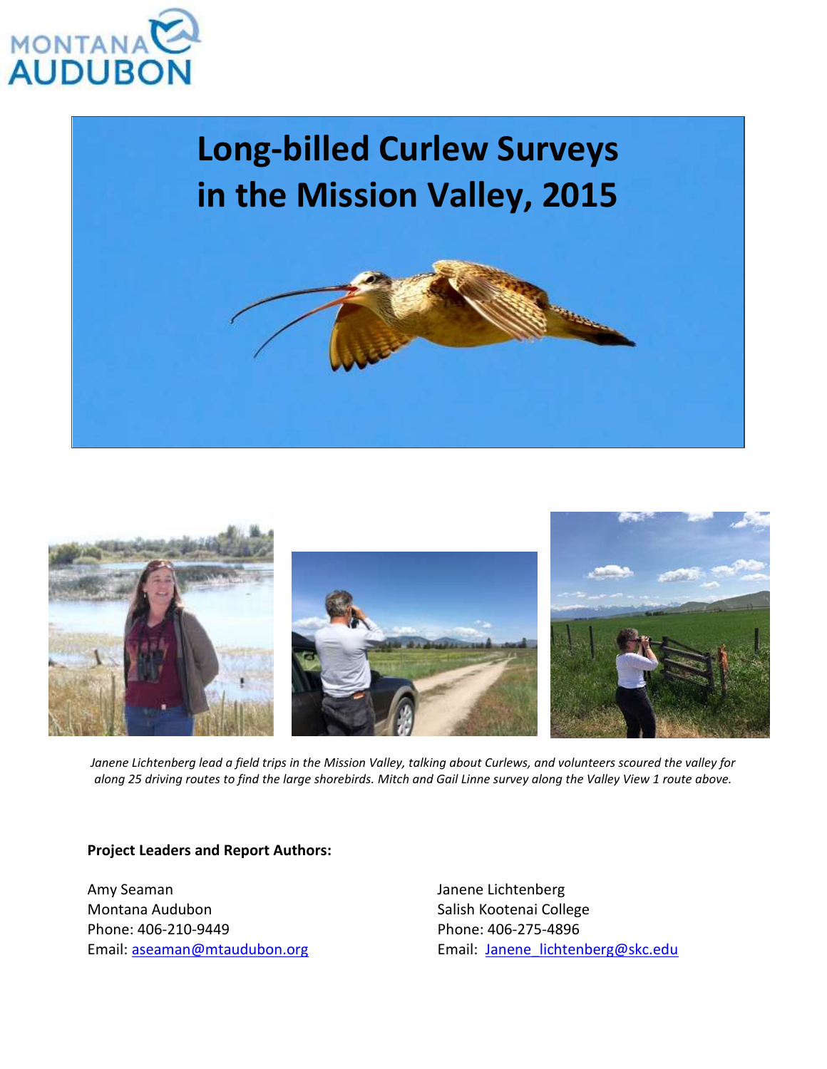MONTANA AUDUBON

# Long-billed Curlew Surveys in the Mission Valley, 2015

*Janene Lichtenberg lead a field trips in the Mission Valley, talking about Curlews, and volunteers scoured the valley for along 25 driving routes to find the large shorebirds. Mitch and Gail Linne survey along the Valley View 1 route above.*

**Project Leaders and Report Authors:**

Amy Seaman
Montana Audubon
Phone: 406-210-9449
Email: aseaman@mtaudubon.org

Janene Lichtenberg
Salish Kootenai College
Phone: 406-275-4896
Email: Janene_lichtenberg@skc.edu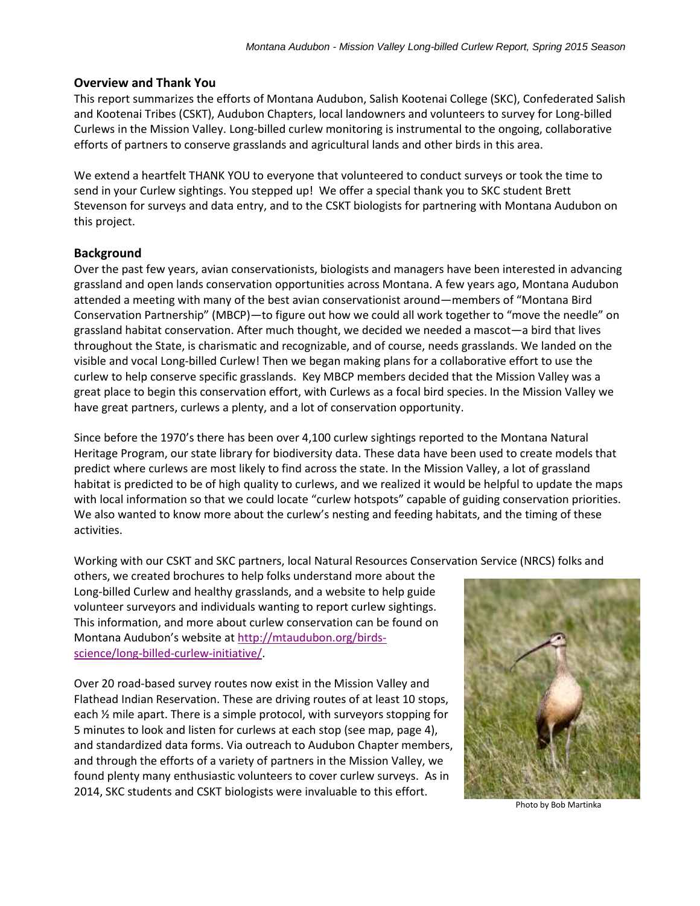## Overview and Thank You

This report summarizes the efforts of Montana Audubon, Salish Kootenai College (SKC), Confederated Salish and Kootenai Tribes (CSKT), Audubon Chapters, local landowners and volunteers to survey for Long-billed Curlews in the Mission Valley. Long-billed curlew monitoring is instrumental to the ongoing, collaborative efforts of partners to conserve grasslands and agricultural lands and other birds in this area.

We extend a heartfelt THANK YOU to everyone that volunteered to conduct surveys or took the time to send in your Curlew sightings. You stepped up! We offer a special thank you to SKC student Brett Stevenson for surveys and data entry, and to the CSKT biologists for partnering with Montana Audubon on this project.

## Background

Over the past few years, avian conservationists, biologists and managers have been interested in advancing grassland and open lands conservation opportunities across Montana. A few years ago, Montana Audubon attended a meeting with many of the best avian conservationist around—members of "Montana Bird Conservation Partnership" (MBCP)—to figure out how we could all work together to "move the needle" on grassland habitat conservation. After much thought, we decided we needed a mascot—a bird that lives throughout the State, is charismatic and recognizable, and of course, needs grasslands. We landed on the visible and vocal Long-billed Curlew! Then we began making plans for a collaborative effort to use the curlew to help conserve specific grasslands. Key MBCP members decided that the Mission Valley was a great place to begin this conservation effort, with Curlews as a focal bird species. In the Mission Valley we have great partners, curlews a plenty, and a lot of conservation opportunity.

Since before the 1970's there has been over 4,100 curlew sightings reported to the Montana Natural Heritage Program, our state library for biodiversity data. These data have been used to create models that predict where curlews are most likely to find across the state. In the Mission Valley, a lot of grassland habitat is predicted to be of high quality to curlews, and we realized it would be helpful to update the maps with local information so that we could locate "curlew hotspots" capable of guiding conservation priorities. We also wanted to know more about the curlew's nesting and feeding habitats, and the timing of these activities.

Working with our CSKT and SKC partners, local Natural Resources Conservation Service (NRCS) folks and others, we created brochures to help folks understand more about the Long-billed Curlew and healthy grasslands, and a website to help guide volunteer surveyors and individuals wanting to report curlew sightings. This information, and more about curlew conservation can be found on Montana Audubon's website at http://mtaudubon.org/birds-science/long-billed-curlew-initiative/.

Over 20 road-based survey routes now exist in the Mission Valley and Flathead Indian Reservation. These are driving routes of at least 10 stops, each ½ mile apart. There is a simple protocol, with surveyors stopping for 5 minutes to look and listen for curlews at each stop (see map, page 4), and standardized data forms. Via outreach to Audubon Chapter members, and through the efforts of a variety of partners in the Mission Valley, we found plenty many enthusiastic volunteers to cover curlew surveys. As in 2014, SKC students and CSKT biologists were invaluable to this effort.

Photo by Bob Martinka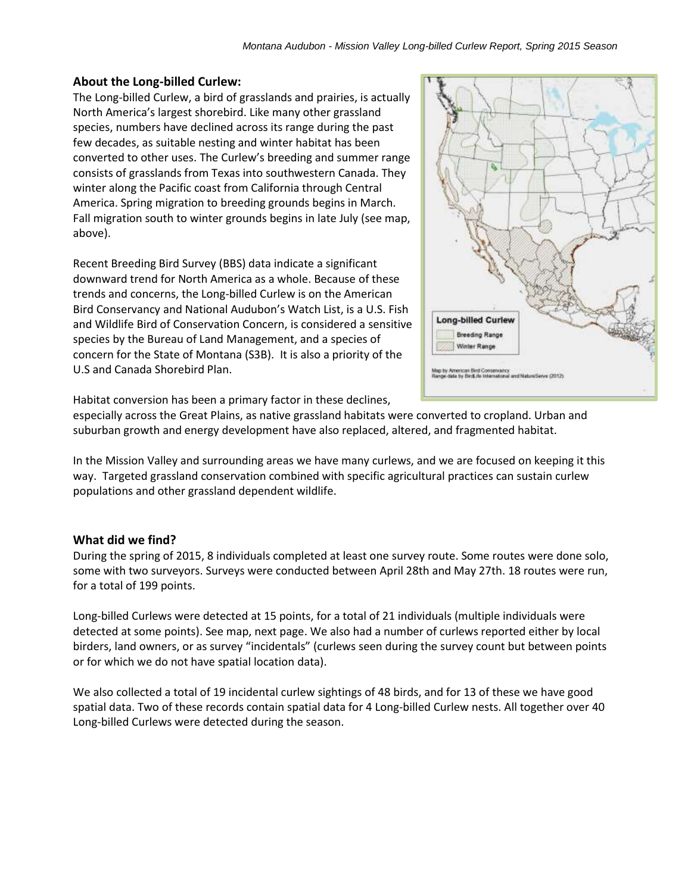## About the Long-billed Curlew:

The Long-billed Curlew, a bird of grasslands and prairies, is actually North America's largest shorebird. Like many other grassland species, numbers have declined across its range during the past few decades, as suitable nesting and winter habitat has been converted to other uses. The Curlew's breeding and summer range consists of grasslands from Texas into southwestern Canada. They winter along the Pacific coast from California through Central America. Spring migration to breeding grounds begins in March. Fall migration south to winter grounds begins in late July (see map, above).

Recent Breeding Bird Survey (BBS) data indicate a significant downward trend for North America as a whole. Because of these trends and concerns, the Long-billed Curlew is on the American Bird Conservancy and National Audubon's Watch List, is a U.S. Fish and Wildlife Bird of Conservation Concern, is considered a sensitive species by the Bureau of Land Management, and a species of concern for the State of Montana (S3B). It is also a priority of the U.S and Canada Shorebird Plan.

Habitat conversion has been a primary factor in these declines, especially across the Great Plains, as native grassland habitats were converted to cropland. Urban and suburban growth and energy development have also replaced, altered, and fragmented habitat.

In the Mission Valley and surrounding areas we have many curlews, and we are focused on keeping it this way. Targeted grassland conservation combined with specific agricultural practices can sustain curlew populations and other grassland dependent wildlife.

## What did we find?

During the spring of 2015, 8 individuals completed at least one survey route. Some routes were done solo, some with two surveyors. Surveys were conducted between April 28th and May 27th. 18 routes were run, for a total of 199 points.

Long-billed Curlews were detected at 15 points, for a total of 21 individuals (multiple individuals were detected at some points). See map, next page. We also had a number of curlews reported either by local birders, land owners, or as survey "incidentals" (curlews seen during the survey count but between points or for which we do not have spatial location data).

We also collected a total of 19 incidental curlew sightings of 48 birds, and for 13 of these we have good spatial data. Two of these records contain spatial data for 4 Long-billed Curlew nests. All together over 40 Long-billed Curlews were detected during the season.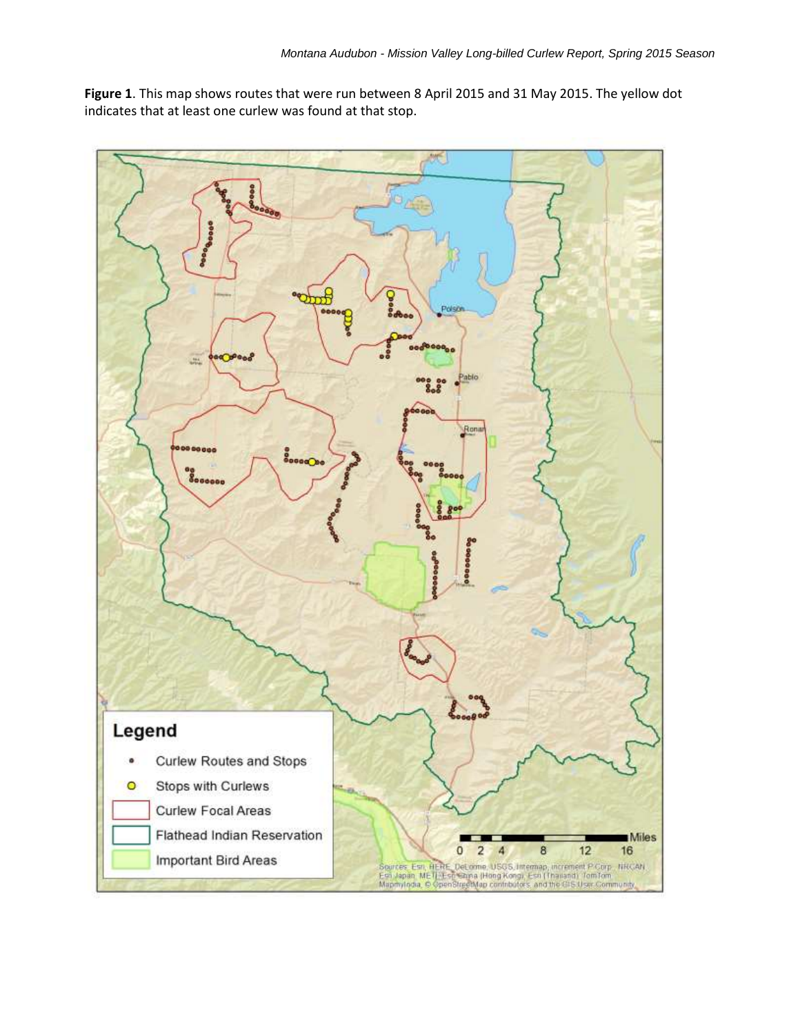**Figure 1**. This map shows routes that were run between 8 April 2015 and 31 May 2015. The yellow dot indicates that at least one curlew was found at that stop.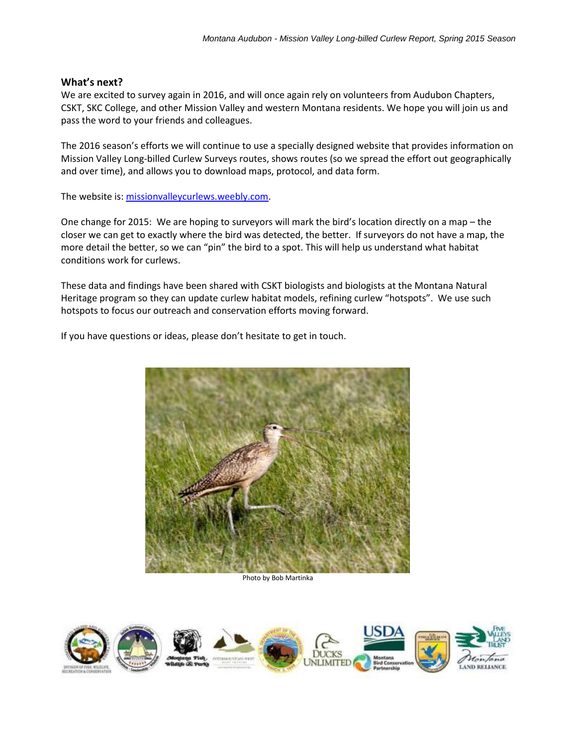## What's next?

We are excited to survey again in 2016, and will once again rely on volunteers from Audubon Chapters, CSKT, SKC College, and other Mission Valley and western Montana residents. We hope you will join us and pass the word to your friends and colleagues.

The 2016 season's efforts we will continue to use a specially designed website that provides information on Mission Valley Long-billed Curlew Surveys routes, shows routes (so we spread the effort out geographically and over time), and allows you to download maps, protocol, and data form.

The website is: [missionvalleycurlews.weebly.com](missionvalleycurlews.weebly.com).

One change for 2015: We are hoping to surveyors will mark the bird's location directly on a map – the closer we can get to exactly where the bird was detected, the better. If surveyors do not have a map, the more detail the better, so we can "pin" the bird to a spot. This will help us understand what habitat conditions work for curlews.

These data and findings have been shared with CSKT biologists and biologists at the Montana Natural Heritage program so they can update curlew habitat models, refining curlew "hotspots". We use such hotspots to focus our outreach and conservation efforts moving forward.

If you have questions or ideas, please don't hesitate to get in touch.

Photo by Bob Martinka